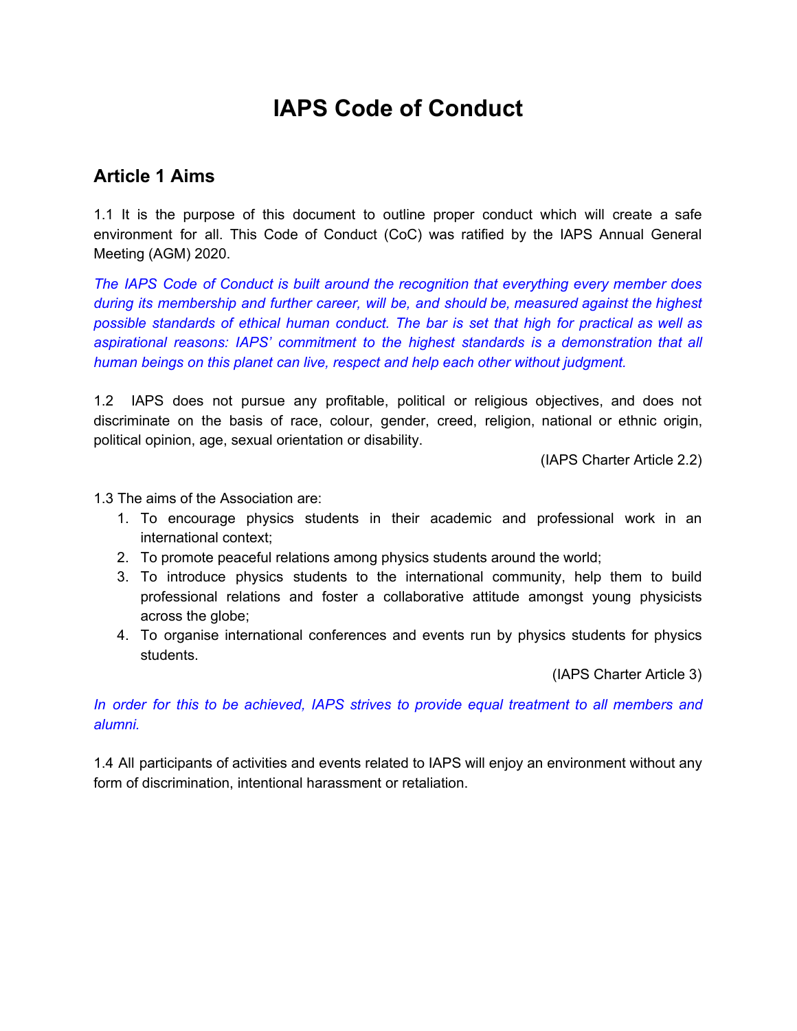# IAPS Code of Conduct

## Article 1 Aims

1.1 It is the purpose of this document to outline proper conduct which will create a safe environment for all. This Code of Conduct (CoC) was ratified by the IAPS Annual General Meeting (AGM) 2020.

*The IAPS Code of Conduct is built around the recognition that everything every member does during its membership and further career, will be, and should be, measured against the highest possible standards of ethical human conduct. The bar is set that high for practical as well as aspirational reasons: IAPS' commitment to the highest standards is a demonstration that all human beings on this planet can live, respect and help each other without judgment.*

1.2 IAPS does not pursue any profitable, political or religious objectives, and does not discriminate on the basis of race, colour, gender, creed, religion, national or ethnic origin, political opinion, age, sexual orientation or disability.

(IAPS Charter Article 2.2)

1.3 The aims of the Association are:

1. To encourage physics students in their academic and professional work in an international context;
2. To promote peaceful relations among physics students around the world;
3. To introduce physics students to the international community, help them to build professional relations and foster a collaborative attitude amongst young physicists across the globe;
4. To organise international conferences and events run by physics students for physics students.

(IAPS Charter Article 3)

*In order for this to be achieved, IAPS strives to provide equal treatment to all members and alumni.*

1.4 All participants of activities and events related to IAPS will enjoy an environment without any form of discrimination, intentional harassment or retaliation.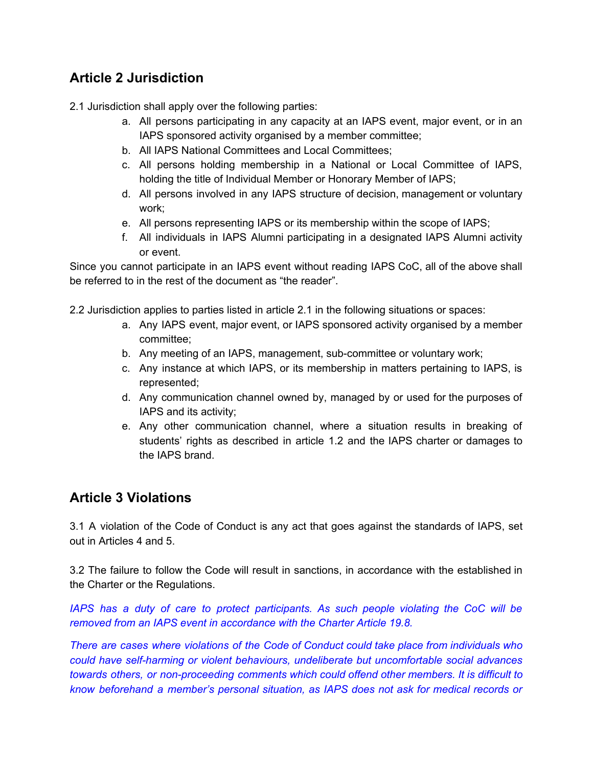## Article 2 Jurisdiction

2.1 Jurisdiction shall apply over the following parties:

a. All persons participating in any capacity at an IAPS event, major event, or in an IAPS sponsored activity organised by a member committee;
b. All IAPS National Committees and Local Committees;
c. All persons holding membership in a National or Local Committee of IAPS, holding the title of Individual Member or Honorary Member of IAPS;
d. All persons involved in any IAPS structure of decision, management or voluntary work;
e. All persons representing IAPS or its membership within the scope of IAPS;
f. All individuals in IAPS Alumni participating in a designated IAPS Alumni activity or event.

Since you cannot participate in an IAPS event without reading IAPS CoC, all of the above shall be referred to in the rest of the document as "the reader".

2.2 Jurisdiction applies to parties listed in article 2.1 in the following situations or spaces:

a. Any IAPS event, major event, or IAPS sponsored activity organised by a member committee;
b. Any meeting of an IAPS, management, sub-committee or voluntary work;
c. Any instance at which IAPS, or its membership in matters pertaining to IAPS, is represented;
d. Any communication channel owned by, managed by or used for the purposes of IAPS and its activity;
e. Any other communication channel, where a situation results in breaking of students' rights as described in article 1.2 and the IAPS charter or damages to the IAPS brand.

## Article 3 Violations

3.1 A violation of the Code of Conduct is any act that goes against the standards of IAPS, set out in Articles 4 and 5.

3.2 The failure to follow the Code will result in sanctions, in accordance with the established in the Charter or the Regulations.

*IAPS has a duty of care to protect participants. As such people violating the CoC will be removed from an IAPS event in accordance with the Charter Article 19.8.*

*There are cases where violations of the Code of Conduct could take place from individuals who could have self-harming or violent behaviours, undeliberate but uncomfortable social advances towards others, or non-proceeding comments which could offend other members. It is difficult to know beforehand a member's personal situation, as IAPS does not ask for medical records or*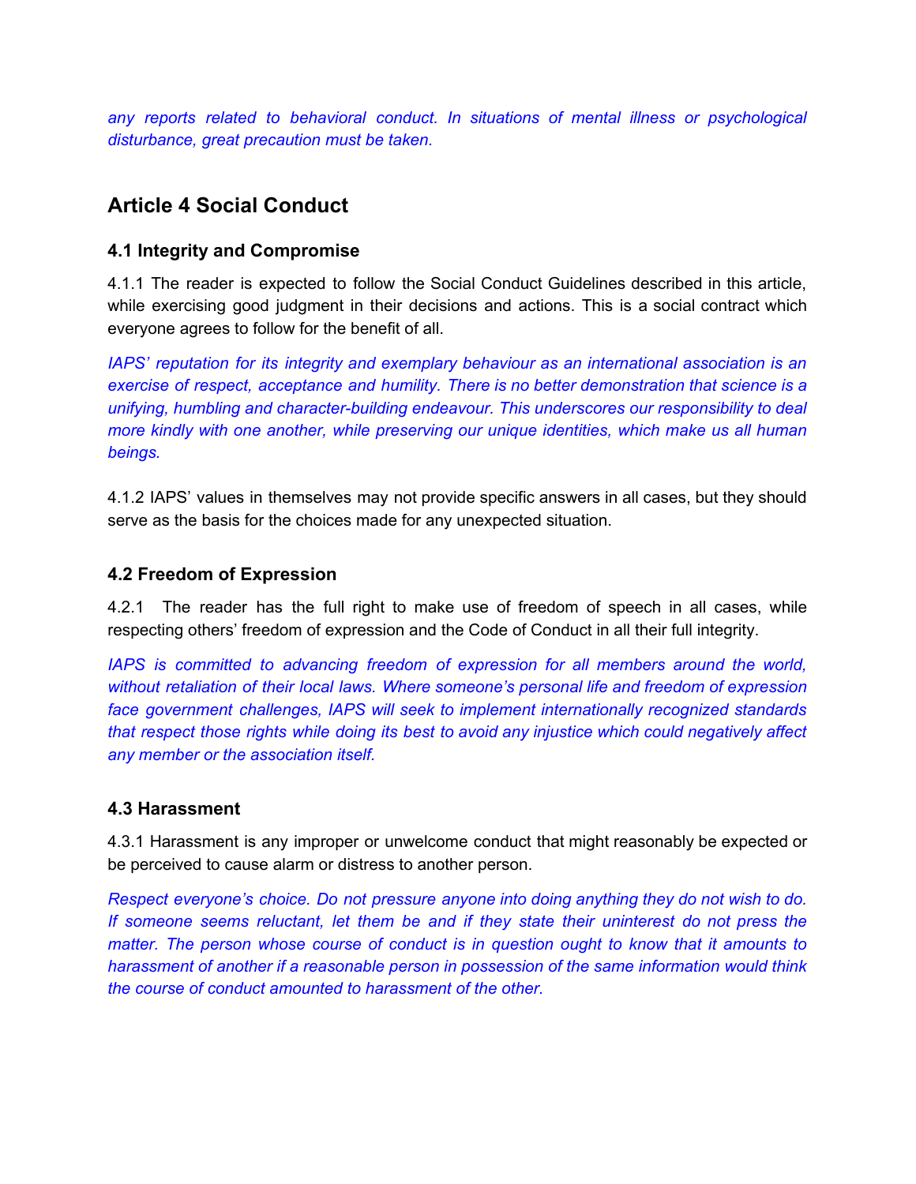*any reports related to behavioral conduct. In situations of mental illness or psychological disturbance, great precaution must be taken.*

## Article 4 Social Conduct

### 4.1 Integrity and Compromise

4.1.1 The reader is expected to follow the Social Conduct Guidelines described in this article, while exercising good judgment in their decisions and actions. This is a social contract which everyone agrees to follow for the benefit of all.

*IAPS' reputation for its integrity and exemplary behaviour as an international association is an exercise of respect, acceptance and humility. There is no better demonstration that science is a unifying, humbling and character-building endeavour. This underscores our responsibility to deal more kindly with one another, while preserving our unique identities, which make us all human beings.*

4.1.2 IAPS' values in themselves may not provide specific answers in all cases, but they should serve as the basis for the choices made for any unexpected situation.

### 4.2 Freedom of Expression

4.2.1 The reader has the full right to make use of freedom of speech in all cases, while respecting others' freedom of expression and the Code of Conduct in all their full integrity.

*IAPS is committed to advancing freedom of expression for all members around the world, without retaliation of their local laws. Where someone's personal life and freedom of expression face government challenges, IAPS will seek to implement internationally recognized standards that respect those rights while doing its best to avoid any injustice which could negatively affect any member or the association itself.*

### 4.3 Harassment

4.3.1 Harassment is any improper or unwelcome conduct that might reasonably be expected or be perceived to cause alarm or distress to another person.

*Respect everyone's choice. Do not pressure anyone into doing anything they do not wish to do. If someone seems reluctant, let them be and if they state their uninterest do not press the matter. The person whose course of conduct is in question ought to know that it amounts to harassment of another if a reasonable person in possession of the same information would think the course of conduct amounted to harassment of the other.*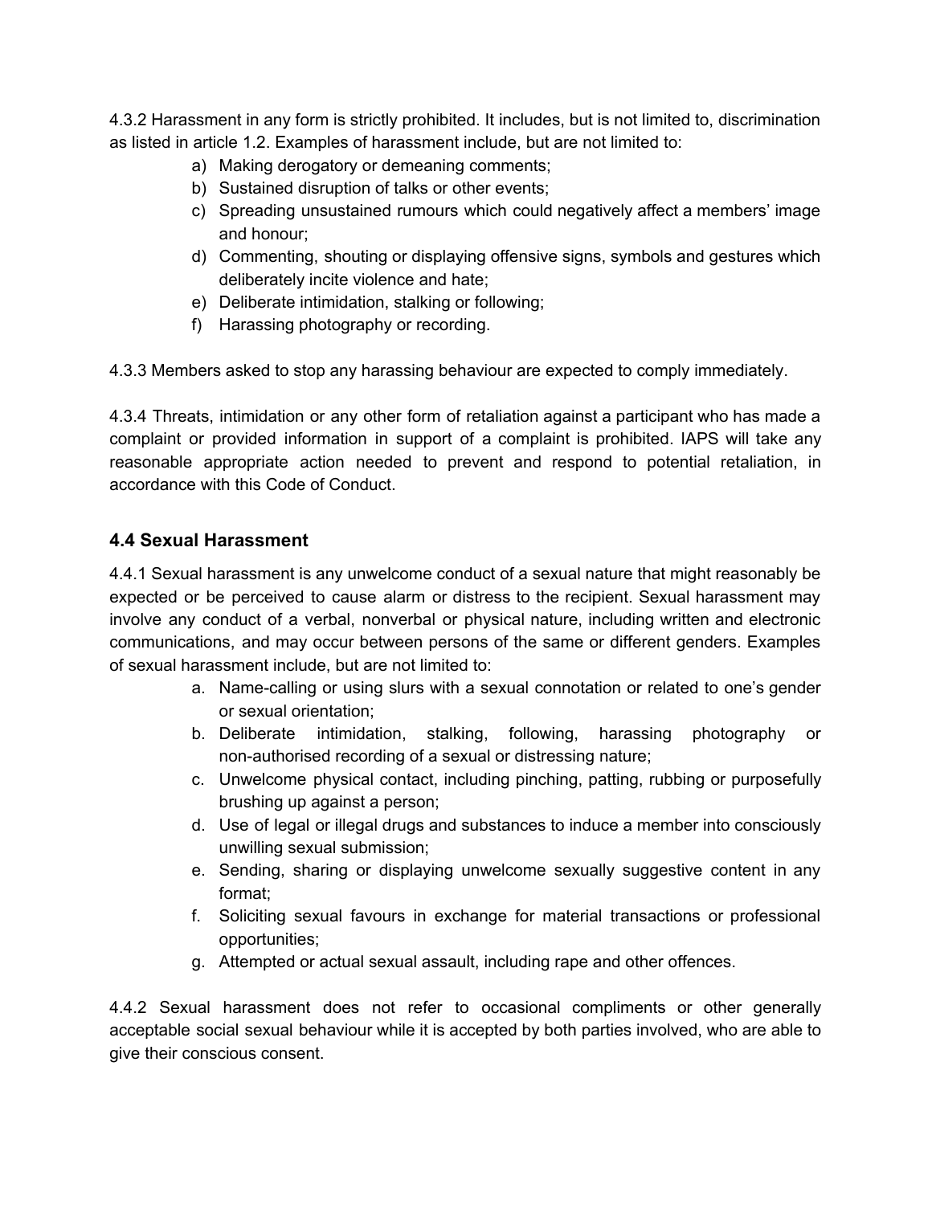4.3.2 Harassment in any form is strictly prohibited. It includes, but is not limited to, discrimination as listed in article 1.2. Examples of harassment include, but are not limited to:

a) Making derogatory or demeaning comments;
b) Sustained disruption of talks or other events;
c) Spreading unsustained rumours which could negatively affect a members' image and honour;
d) Commenting, shouting or displaying offensive signs, symbols and gestures which deliberately incite violence and hate;
e) Deliberate intimidation, stalking or following;
f) Harassing photography or recording.

4.3.3 Members asked to stop any harassing behaviour are expected to comply immediately.

4.3.4 Threats, intimidation or any other form of retaliation against a participant who has made a complaint or provided information in support of a complaint is prohibited. IAPS will take any reasonable appropriate action needed to prevent and respond to potential retaliation, in accordance with this Code of Conduct.

### 4.4 Sexual Harassment

4.4.1 Sexual harassment is any unwelcome conduct of a sexual nature that might reasonably be expected or be perceived to cause alarm or distress to the recipient. Sexual harassment may involve any conduct of a verbal, nonverbal or physical nature, including written and electronic communications, and may occur between persons of the same or different genders. Examples of sexual harassment include, but are not limited to:

a. Name-calling or using slurs with a sexual connotation or related to one's gender or sexual orientation;
b. Deliberate intimidation, stalking, following, harassing photography or non-authorised recording of a sexual or distressing nature;
c. Unwelcome physical contact, including pinching, patting, rubbing or purposefully brushing up against a person;
d. Use of legal or illegal drugs and substances to induce a member into consciously unwilling sexual submission;
e. Sending, sharing or displaying unwelcome sexually suggestive content in any format;
f. Soliciting sexual favours in exchange for material transactions or professional opportunities;
g. Attempted or actual sexual assault, including rape and other offences.

4.4.2 Sexual harassment does not refer to occasional compliments or other generally acceptable social sexual behaviour while it is accepted by both parties involved, who are able to give their conscious consent.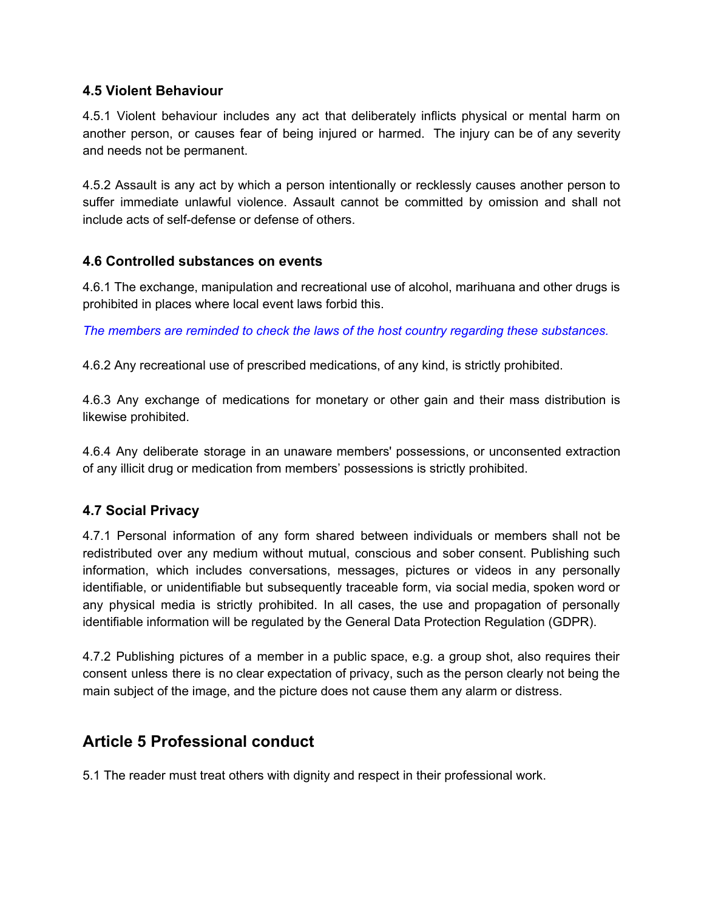### 4.5 Violent Behaviour

4.5.1 Violent behaviour includes any act that deliberately inflicts physical or mental harm on another person, or causes fear of being injured or harmed. The injury can be of any severity and needs not be permanent.

4.5.2 Assault is any act by which a person intentionally or recklessly causes another person to suffer immediate unlawful violence. Assault cannot be committed by omission and shall not include acts of self-defense or defense of others.

### 4.6 Controlled substances on events

4.6.1 The exchange, manipulation and recreational use of alcohol, marihuana and other drugs is prohibited in places where local event laws forbid this.

*The members are reminded to check the laws of the host country regarding these substances.*

4.6.2 Any recreational use of prescribed medications, of any kind, is strictly prohibited.

4.6.3 Any exchange of medications for monetary or other gain and their mass distribution is likewise prohibited.

4.6.4 Any deliberate storage in an unaware members' possessions, or unconsented extraction of any illicit drug or medication from members' possessions is strictly prohibited.

### 4.7 Social Privacy

4.7.1 Personal information of any form shared between individuals or members shall not be redistributed over any medium without mutual, conscious and sober consent. Publishing such information, which includes conversations, messages, pictures or videos in any personally identifiable, or unidentifiable but subsequently traceable form, via social media, spoken word or any physical media is strictly prohibited. In all cases, the use and propagation of personally identifiable information will be regulated by the General Data Protection Regulation (GDPR).

4.7.2 Publishing pictures of a member in a public space, e.g. a group shot, also requires their consent unless there is no clear expectation of privacy, such as the person clearly not being the main subject of the image, and the picture does not cause them any alarm or distress.

## Article 5 Professional conduct

5.1 The reader must treat others with dignity and respect in their professional work.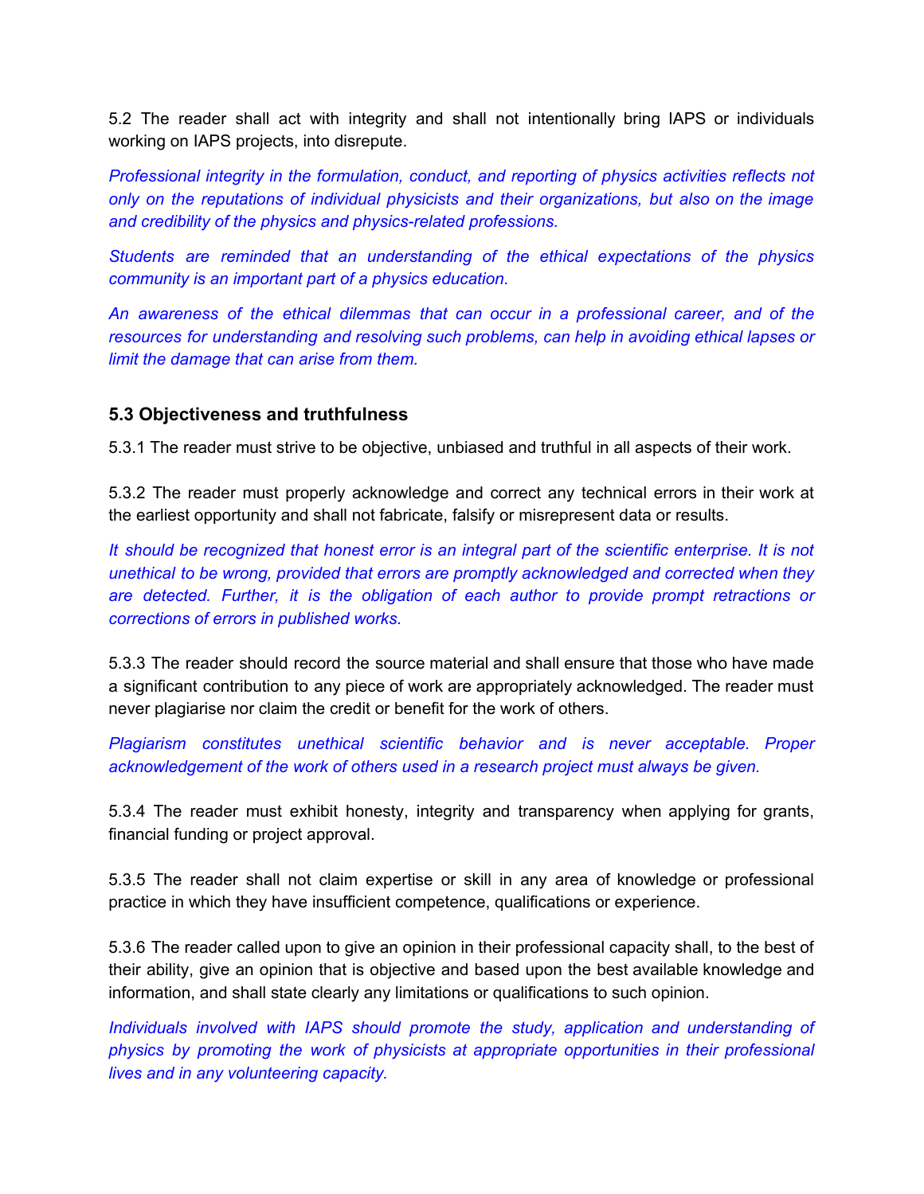5.2 The reader shall act with integrity and shall not intentionally bring IAPS or individuals working on IAPS projects, into disrepute.

*Professional integrity in the formulation, conduct, and reporting of physics activities reflects not only on the reputations of individual physicists and their organizations, but also on the image and credibility of the physics and physics-related professions.*

*Students are reminded that an understanding of the ethical expectations of the physics community is an important part of a physics education.*

*An awareness of the ethical dilemmas that can occur in a professional career, and of the resources for understanding and resolving such problems, can help in avoiding ethical lapses or limit the damage that can arise from them.*

### 5.3 Objectiveness and truthfulness

5.3.1 The reader must strive to be objective, unbiased and truthful in all aspects of their work.

5.3.2 The reader must properly acknowledge and correct any technical errors in their work at the earliest opportunity and shall not fabricate, falsify or misrepresent data or results.

*It should be recognized that honest error is an integral part of the scientific enterprise. It is not unethical to be wrong, provided that errors are promptly acknowledged and corrected when they are detected. Further, it is the obligation of each author to provide prompt retractions or corrections of errors in published works.*

5.3.3 The reader should record the source material and shall ensure that those who have made a significant contribution to any piece of work are appropriately acknowledged. The reader must never plagiarise nor claim the credit or benefit for the work of others.

*Plagiarism constitutes unethical scientific behavior and is never acceptable. Proper acknowledgement of the work of others used in a research project must always be given.*

5.3.4 The reader must exhibit honesty, integrity and transparency when applying for grants, financial funding or project approval.

5.3.5 The reader shall not claim expertise or skill in any area of knowledge or professional practice in which they have insufficient competence, qualifications or experience.

5.3.6 The reader called upon to give an opinion in their professional capacity shall, to the best of their ability, give an opinion that is objective and based upon the best available knowledge and information, and shall state clearly any limitations or qualifications to such opinion.

*Individuals involved with IAPS should promote the study, application and understanding of physics by promoting the work of physicists at appropriate opportunities in their professional lives and in any volunteering capacity.*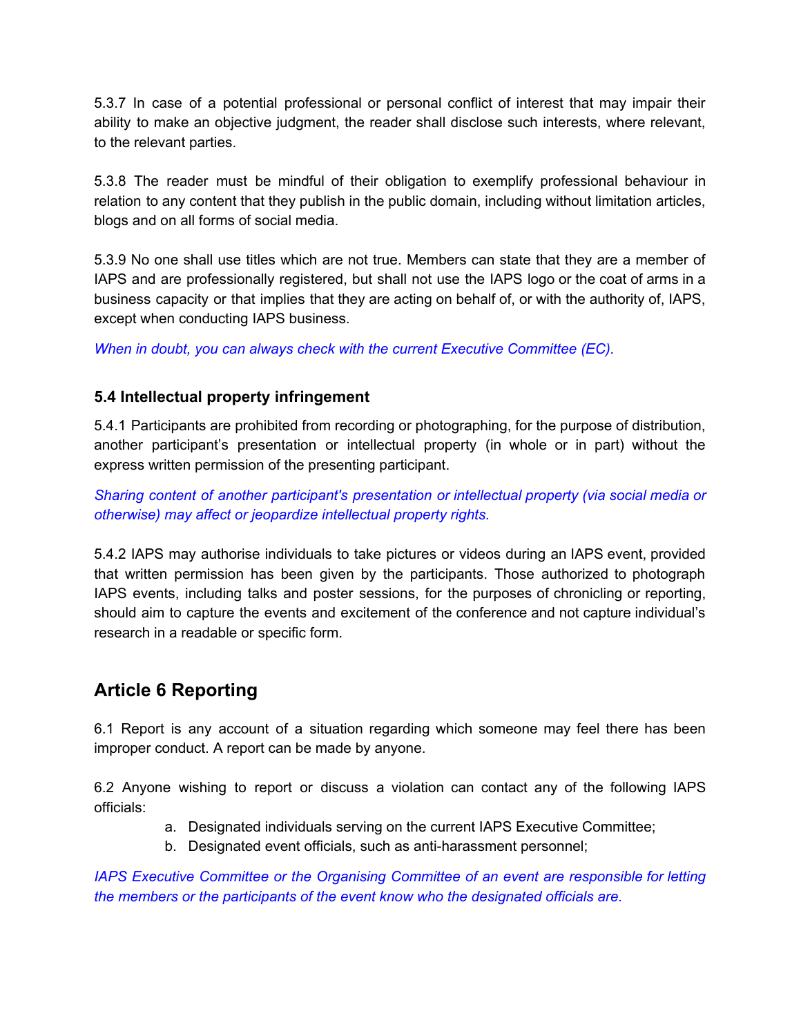5.3.7 In case of a potential professional or personal conflict of interest that may impair their ability to make an objective judgment, the reader shall disclose such interests, where relevant, to the relevant parties.

5.3.8 The reader must be mindful of their obligation to exemplify professional behaviour in relation to any content that they publish in the public domain, including without limitation articles, blogs and on all forms of social media.

5.3.9 No one shall use titles which are not true. Members can state that they are a member of IAPS and are professionally registered, but shall not use the IAPS logo or the coat of arms in a business capacity or that implies that they are acting on behalf of, or with the authority of, IAPS, except when conducting IAPS business.

*When in doubt, you can always check with the current Executive Committee (EC).*

### 5.4 Intellectual property infringement

5.4.1 Participants are prohibited from recording or photographing, for the purpose of distribution, another participant's presentation or intellectual property (in whole or in part) without the express written permission of the presenting participant.

*Sharing content of another participant's presentation or intellectual property (via social media or otherwise) may affect or jeopardize intellectual property rights.*

5.4.2 IAPS may authorise individuals to take pictures or videos during an IAPS event, provided that written permission has been given by the participants. Those authorized to photograph IAPS events, including talks and poster sessions, for the purposes of chronicling or reporting, should aim to capture the events and excitement of the conference and not capture individual's research in a readable or specific form.

## Article 6 Reporting

6.1 Report is any account of a situation regarding which someone may feel there has been improper conduct. A report can be made by anyone.

6.2 Anyone wishing to report or discuss a violation can contact any of the following IAPS officials:

a. Designated individuals serving on the current IAPS Executive Committee;
b. Designated event officials, such as anti-harassment personnel;

*IAPS Executive Committee or the Organising Committee of an event are responsible for letting the members or the participants of the event know who the designated officials are.*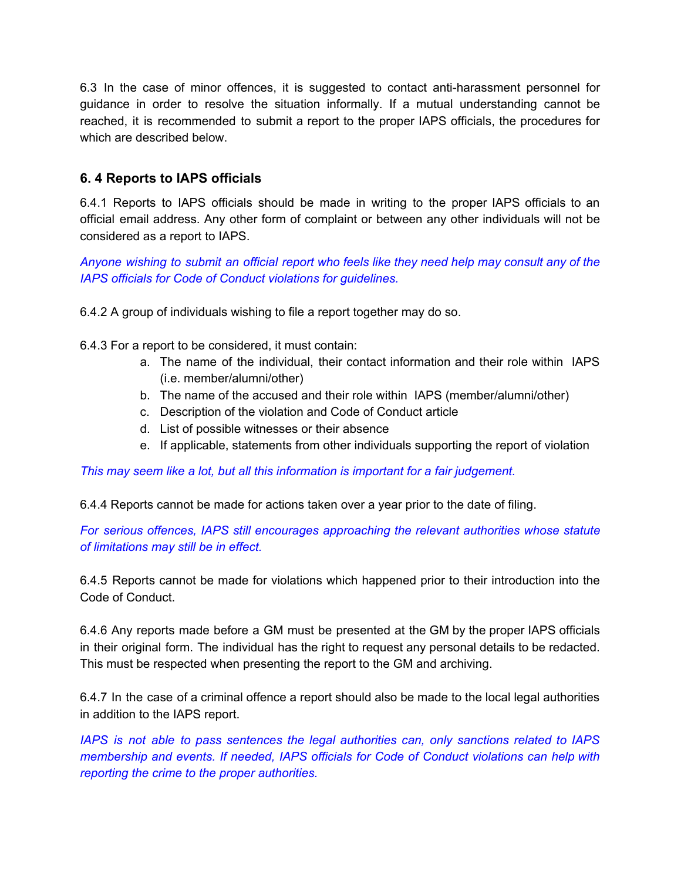6.3 In the case of minor offences, it is suggested to contact anti-harassment personnel for guidance in order to resolve the situation informally. If a mutual understanding cannot be reached, it is recommended to submit a report to the proper IAPS officials, the procedures for which are described below.

### 6. 4 Reports to IAPS officials

6.4.1 Reports to IAPS officials should be made in writing to the proper IAPS officials to an official email address. Any other form of complaint or between any other individuals will not be considered as a report to IAPS.

*Anyone wishing to submit an official report who feels like they need help may consult any of the IAPS officials for Code of Conduct violations for guidelines.*

6.4.2 A group of individuals wishing to file a report together may do so.

6.4.3 For a report to be considered, it must contain:

a. The name of the individual, their contact information and their role within IAPS (i.e. member/alumni/other)
b. The name of the accused and their role within IAPS (member/alumni/other)
c. Description of the violation and Code of Conduct article
d. List of possible witnesses or their absence
e. If applicable, statements from other individuals supporting the report of violation

*This may seem like a lot, but all this information is important for a fair judgement.*

6.4.4 Reports cannot be made for actions taken over a year prior to the date of filing.

*For serious offences, IAPS still encourages approaching the relevant authorities whose statute of limitations may still be in effect.*

6.4.5 Reports cannot be made for violations which happened prior to their introduction into the Code of Conduct.

6.4.6 Any reports made before a GM must be presented at the GM by the proper IAPS officials in their original form. The individual has the right to request any personal details to be redacted. This must be respected when presenting the report to the GM and archiving.

6.4.7 In the case of a criminal offence a report should also be made to the local legal authorities in addition to the IAPS report.

*IAPS is not able to pass sentences the legal authorities can, only sanctions related to IAPS membership and events. If needed, IAPS officials for Code of Conduct violations can help with reporting the crime to the proper authorities.*